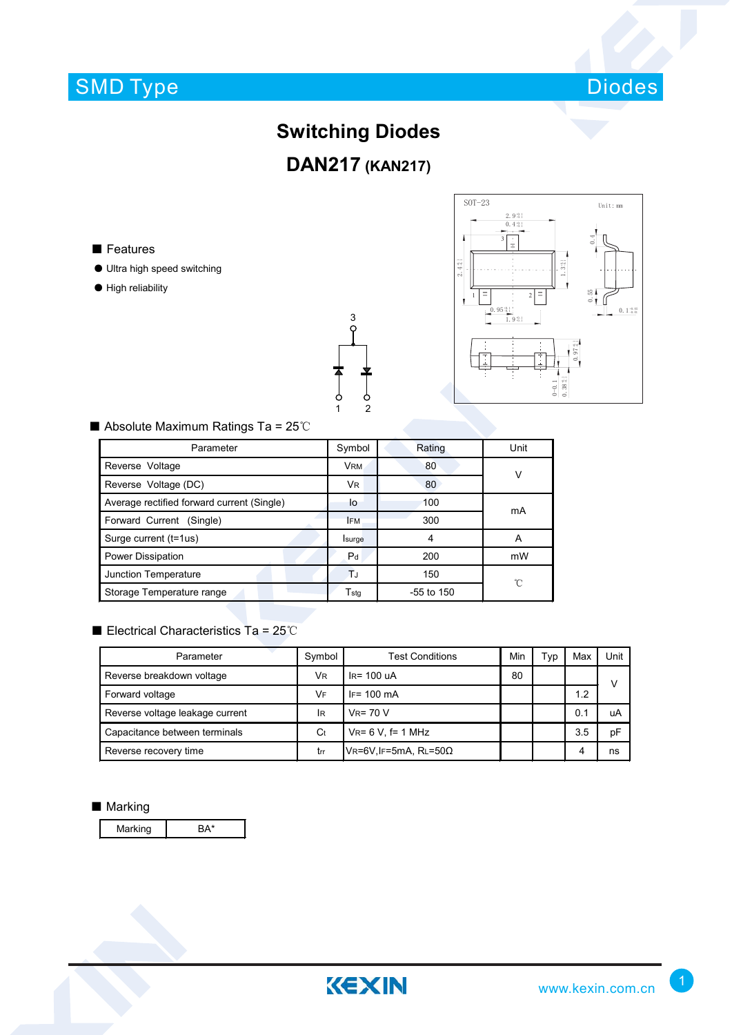SMD Type

Diodes

# Switching Diodes

## DAN217 (KAN217)

### ■ Features

- Ultra high speed switching
- High reliability

### ■ Absolute Maximum Ratings Ta = 25℃

| Parameter | Symbol | Rating | Unit |
|---|---|---|---|
| Reverse Voltage | $V_{RM}$ | 80 | V |
| Reverse Voltage (DC) | $V_R$ | 80 | |
| Average rectified forward current (Single) | Io | 100 | mA |
| Forward Current (Single) | $I_{FM}$ | 300 | |
| Surge current (t=1us) | $I_{surge}$ | 4 | A |
| Power Dissipation | $P_d$ | 200 | mW |
| Junction Temperature | $T_J$ | 150 | ℃ |
| Storage Temperature range | $T_{stg}$ | -55 to 150 | |

### ■ Electrical Characteristics Ta = 25℃

| Parameter | Symbol | Test Conditions | Min | Typ | Max | Unit |
|---|---|---|---|---|---|---|
| Reverse breakdown voltage | $V_R$ | $I_R$= 100 uA | 80 | | | V |
| Forward voltage | $V_F$ | $I_F$= 100 mA | | | 1.2 | |
| Reverse voltage leakage current | $I_R$ | $V_R$= 70 V | | | 0.1 | uA |
| Capacitance between terminals | $C_t$ | $V_R$= 6 V, f= 1 MHz | | | 3.5 | pF |
| Reverse recovery time | trr | $V_R$=6V,$I_F$=5mA, $R_L$=50Ω | | | 4 | ns |

### ■ Marking

| Marking | BA* |
|---|---|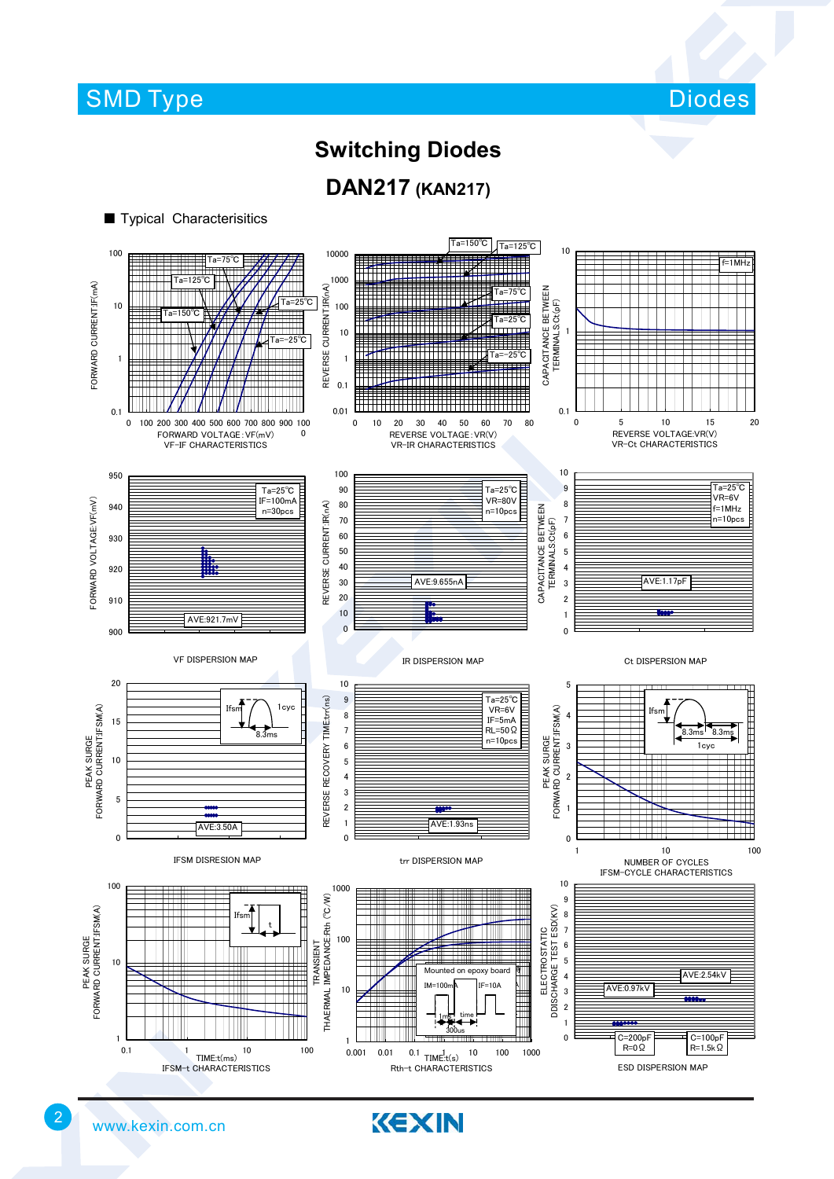# Switching Diodes

## DAN217 (KAN217)

■ Typical Characterisitics

Ta=75℃
Ta=125℃
Ta=25℃
Ta=150℃
Ta=-25℃
100
10
1
0.1
0 100 200 300 400 500 600 700 800 900 100 0
FORWARD CURRENT:IF(mA)
FORWARD VOLTAGE:VF(mV)
VF-IF CHARACTERISTICS

Ta=150℃
Ta=125℃
Ta=75℃
Ta=25℃
Ta=-25℃
10000
1000
100
10
1
0.1
0.01
0 10 20 30 40 50 60 70 80
REVERSE CURRENT:IR(nA)
REVERSE VOLTAGE:VR(V)
VR-IR CHARACTERISTICS

f=1MHz
10
1
0.1
0 5 10 15 20
CAPACITANCE BETWEEN TERMINALS:Ct(pF)
REVERSE VOLTAGE:VR(V)
VR-Ct CHARACTERISTICS

Ta=25℃
IF=100mA
n=30pcs
AVE:921.7mV
950
940
930
920
910
900
FORWARD VOLTAGE:VF(mV)
VF DISPERSION MAP

Ta=25℃
VR=80V
n=10pcs
AVE:9.655nA
100
90
80
70
60
50
40
30
20
10
0
REVERSE CURRENT:IR(nA)
IR DISPERSION MAP

Ta=25℃
VR=6V
f=1MHz
n=10pcs
AVE:1.17pF
10
9
8
7
6
5
4
3
2
1
0
CAPACITANCE BETWEEN TERMINALS:Ct(pF)
Ct DISPERSION MAP

Ifsm
1cyc
8.3ms
AVE:3.50A
20
15
10
5
0
PEAK SURGE FORWARD CURRENT:IFSM(A)
IFSM DISRESION MAP

Ta=25℃
VR=6V
IF=5mA
RL=50Ω
n=10pcs
AVE:1.93ns
10
9
8
7
6
5
4
3
2
1
0
REVERSE RECOVERY TIME:trr(ns)
trr DISPERSION MAP

Ifsm
8.3ms
8.3ms
1cyc
5
4
3
2
1
0
1 10 100
PEAK SURGE FORWARD CURRENT:IFSM(A)
NUMBER OF CYCLES
IFSM-CYCLE CHARACTERISTICS

Ifsm
t
100
10
1
0.1 1 10 100
PEAK SURGE FORWARD CURRENT:IFSM(A)
TIME:t(ms)
IFSM-t CHARACTERISTICS

Mounted on epoxy board
IM=100mA
IF=10A
1ms
time
300us
1000
100
10
1
0.001 0.01 0.1 1 10 100 1000
TRANSIENT THAERMAL IMPEDANCE:Rth (℃/W)
TIME:t(s)
Rth-t CHARACTERISTICS

AVE:0.97kV
AVE:2.54kV
C=200pF R=0Ω
C=100pF R=1.5kΩ
10
9
8
7
6
5
4
3
2
1
0
ELECTROSTATIC DISCHARGE TEST ESD(KV)
ESD DISPERSION MAP